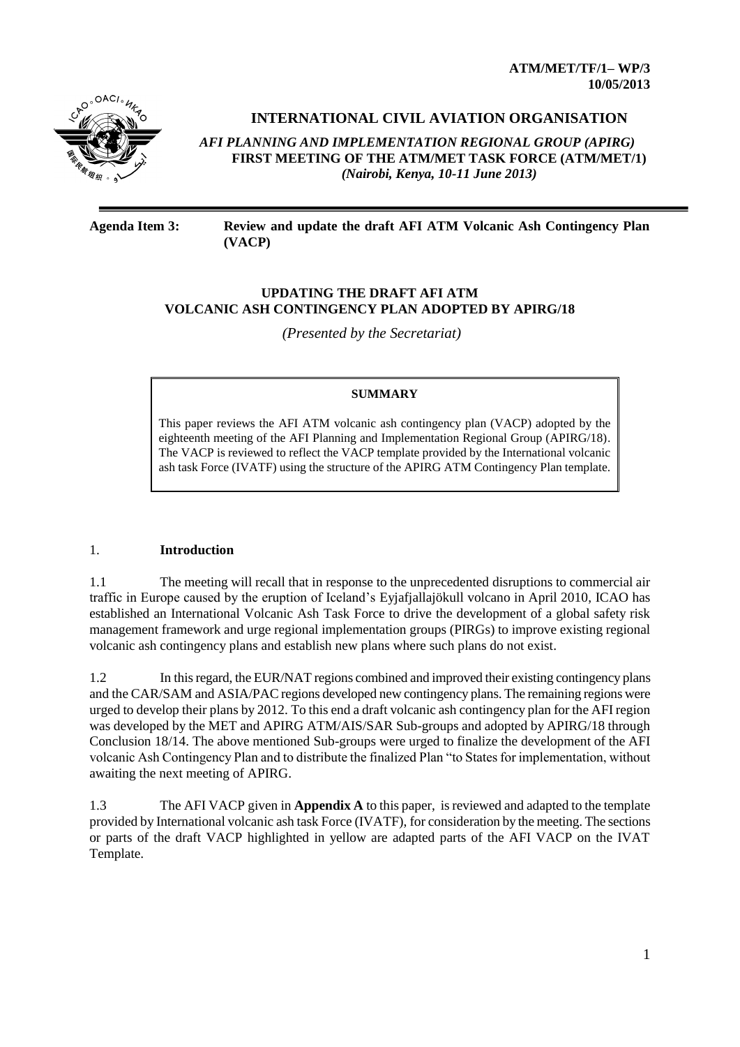**ATM/MET/TF/1– WP/3**
**10/05/2013**

# INTERNATIONAL CIVIL AVIATION ORGANISATION

***AFI PLANNING AND IMPLEMENTATION REGIONAL GROUP (APIRG)***
**FIRST MEETING OF THE ATM/MET TASK FORCE (ATM/MET/1)**
***(Nairobi, Kenya, 10-11 June 2013)***

---

**Agenda Item 3: Review and update the draft AFI ATM Volcanic Ash Contingency Plan (VACP)**

## UPDATING THE DRAFT AFI ATM VOLCANIC ASH CONTINGENCY PLAN ADOPTED BY APIRG/18

*(Presented by the Secretariat)*

> **SUMMARY**
>
> This paper reviews the AFI ATM volcanic ash contingency plan (VACP) adopted by the eighteenth meeting of the AFI Planning and Implementation Regional Group (APIRG/18). The VACP is reviewed to reflect the VACP template provided by the International volcanic ash task Force (IVATF) using the structure of the APIRG ATM Contingency Plan template.

## 1. Introduction

1.1 The meeting will recall that in response to the unprecedented disruptions to commercial air traffic in Europe caused by the eruption of Iceland's Eyjafjallajökull volcano in April 2010, ICAO has established an International Volcanic Ash Task Force to drive the development of a global safety risk management framework and urge regional implementation groups (PIRGs) to improve existing regional volcanic ash contingency plans and establish new plans where such plans do not exist.

1.2 In this regard, the EUR/NAT regions combined and improved their existing contingency plans and the CAR/SAM and ASIA/PAC regions developed new contingency plans. The remaining regions were urged to develop their plans by 2012. To this end a draft volcanic ash contingency plan for the AFI region was developed by the MET and APIRG ATM/AIS/SAR Sub-groups and adopted by APIRG/18 through Conclusion 18/14. The above mentioned Sub-groups were urged to finalize the development of the AFI volcanic Ash Contingency Plan and to distribute the finalized Plan "to States for implementation, without awaiting the next meeting of APIRG.

1.3 The AFI VACP given in **Appendix A** to this paper, is reviewed and adapted to the template provided by International volcanic ash task Force (IVATF), for consideration by the meeting. The sections or parts of the draft VACP highlighted in yellow are adapted parts of the AFI VACP on the IVAT Template.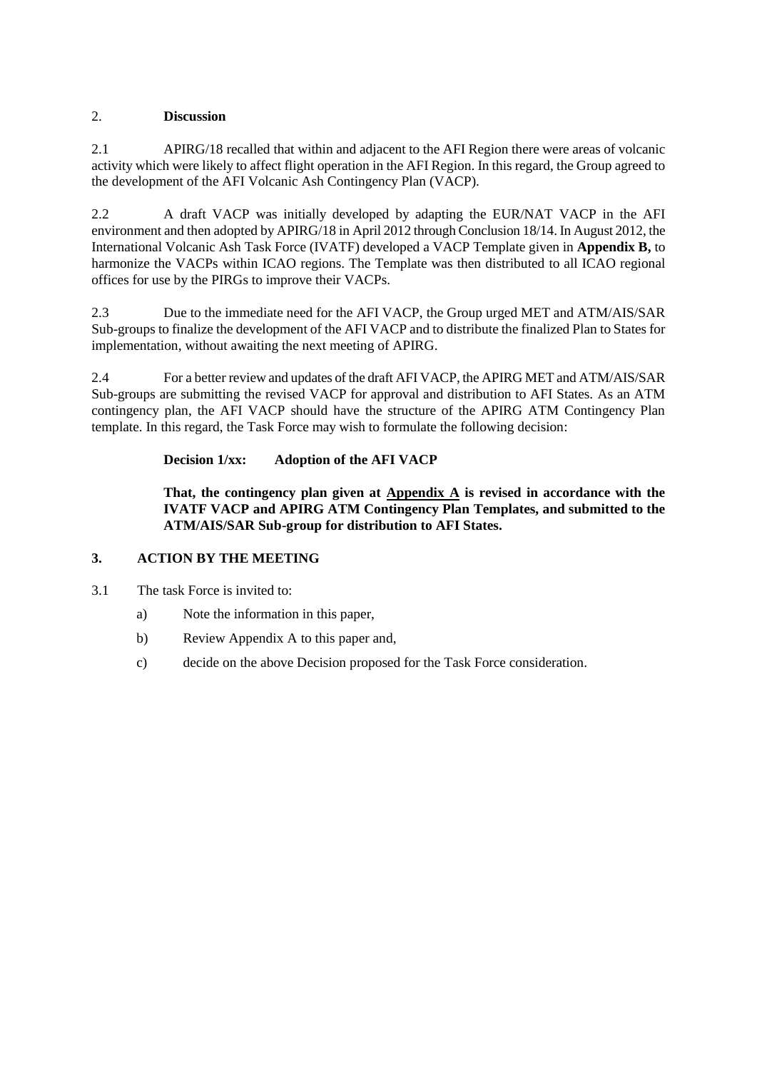## 2. **Discussion**

2.1 APIRG/18 recalled that within and adjacent to the AFI Region there were areas of volcanic activity which were likely to affect flight operation in the AFI Region. In this regard, the Group agreed to the development of the AFI Volcanic Ash Contingency Plan (VACP).

2.2 A draft VACP was initially developed by adapting the EUR/NAT VACP in the AFI environment and then adopted by APIRG/18 in April 2012 through Conclusion 18/14. In August 2012, the International Volcanic Ash Task Force (IVATF) developed a VACP Template given in **Appendix B,** to harmonize the VACPs within ICAO regions. The Template was then distributed to all ICAO regional offices for use by the PIRGs to improve their VACPs.

2.3 Due to the immediate need for the AFI VACP, the Group urged MET and ATM/AIS/SAR Sub-groups to finalize the development of the AFI VACP and to distribute the finalized Plan to States for implementation, without awaiting the next meeting of APIRG.

2.4 For a better review and updates of the draft AFI VACP, the APIRG MET and ATM/AIS/SAR Sub-groups are submitting the revised VACP for approval and distribution to AFI States. As an ATM contingency plan, the AFI VACP should have the structure of the APIRG ATM Contingency Plan template. In this regard, the Task Force may wish to formulate the following decision:

> **Decision 1/xx: Adoption of the AFI VACP**
>
> **That, the contingency plan given at Appendix A is revised in accordance with the IVATF VACP and APIRG ATM Contingency Plan Templates, and submitted to the ATM/AIS/SAR Sub-group for distribution to AFI States.**

## 3. ACTION BY THE MEETING

3.1 The task Force is invited to:

a) Note the information in this paper,

b) Review Appendix A to this paper and,

c) decide on the above Decision proposed for the Task Force consideration.